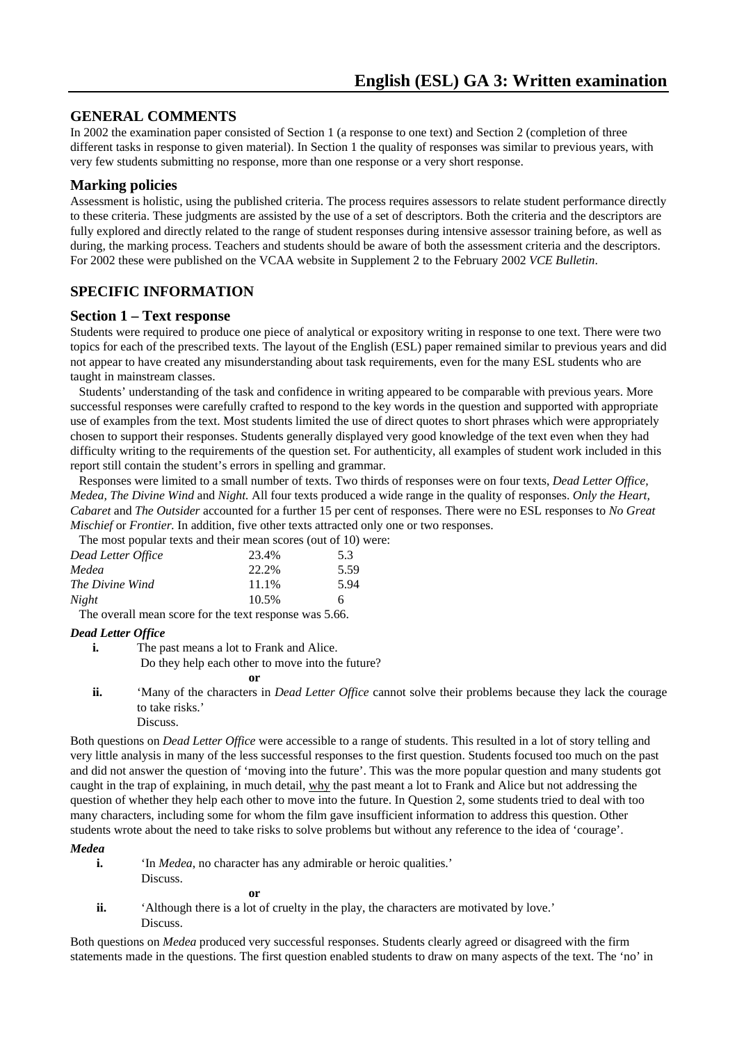# English (ESL) GA 3: Written examination

## GENERAL COMMENTS

In 2002 the examination paper consisted of Section 1 (a response to one text) and Section 2 (completion of three different tasks in response to given material). In Section 1 the quality of responses was similar to previous years, with very few students submitting no response, more than one response or a very short response.

### Marking policies

Assessment is holistic, using the published criteria. The process requires assessors to relate student performance directly to these criteria. These judgments are assisted by the use of a set of descriptors. Both the criteria and the descriptors are fully explored and directly related to the range of student responses during intensive assessor training before, as well as during, the marking process. Teachers and students should be aware of both the assessment criteria and the descriptors. For 2002 these were published on the VCAA website in Supplement 2 to the February 2002 *VCE Bulletin*.

## SPECIFIC INFORMATION

### Section 1 – Text response

Students were required to produce one piece of analytical or expository writing in response to one text. There were two topics for each of the prescribed texts. The layout of the English (ESL) paper remained similar to previous years and did not appear to have created any misunderstanding about task requirements, even for the many ESL students who are taught in mainstream classes.

Students' understanding of the task and confidence in writing appeared to be comparable with previous years. More successful responses were carefully crafted to respond to the key words in the question and supported with appropriate use of examples from the text. Most students limited the use of direct quotes to short phrases which were appropriately chosen to support their responses. Students generally displayed very good knowledge of the text even when they had difficulty writing to the requirements of the question set. For authenticity, all examples of student work included in this report still contain the student's errors in spelling and grammar.

Responses were limited to a small number of texts. Two thirds of responses were on four texts, *Dead Letter Office, Medea, The Divine Wind* and *Night.* All four texts produced a wide range in the quality of responses. *Only the Heart, Cabaret* and *The Outsider* accounted for a further 15 per cent of responses. There were no ESL responses to *No Great Mischief* or *Frontier.* In addition, five other texts attracted only one or two responses.

The most popular texts and their mean scores (out of 10) were:

| | | |
|---|---|---|
| *Dead Letter Office* | 23.4% | 5.3 |
| *Medea* | 22.2% | 5.59 |
| *The Divine Wind* | 11.1% | 5.94 |
| *Night* | 10.5% | 6 |

The overall mean score for the text response was 5.66.

***Dead Letter Office***

**i.** The past means a lot to Frank and Alice.
Do they help each other to move into the future?

**or**

**ii.** 'Many of the characters in *Dead Letter Office* cannot solve their problems because they lack the courage to take risks.'
Discuss.

Both questions on *Dead Letter Office* were accessible to a range of students. This resulted in a lot of story telling and very little analysis in many of the less successful responses to the first question. Students focused too much on the past and did not answer the question of 'moving into the future'. This was the more popular question and many students got caught in the trap of explaining, in much detail, <u>why</u> the past meant a lot to Frank and Alice but not addressing the question of whether they help each other to move into the future. In Question 2, some students tried to deal with too many characters, including some for whom the film gave insufficient information to address this question. Other students wrote about the need to take risks to solve problems but without any reference to the idea of 'courage'.

***Medea***

**i.** 'In *Medea*, no character has any admirable or heroic qualities.'
Discuss.

**or**

**ii.** 'Although there is a lot of cruelty in the play, the characters are motivated by love.'
Discuss.

Both questions on *Medea* produced very successful responses. Students clearly agreed or disagreed with the firm statements made in the questions. The first question enabled students to draw on many aspects of the text. The 'no' in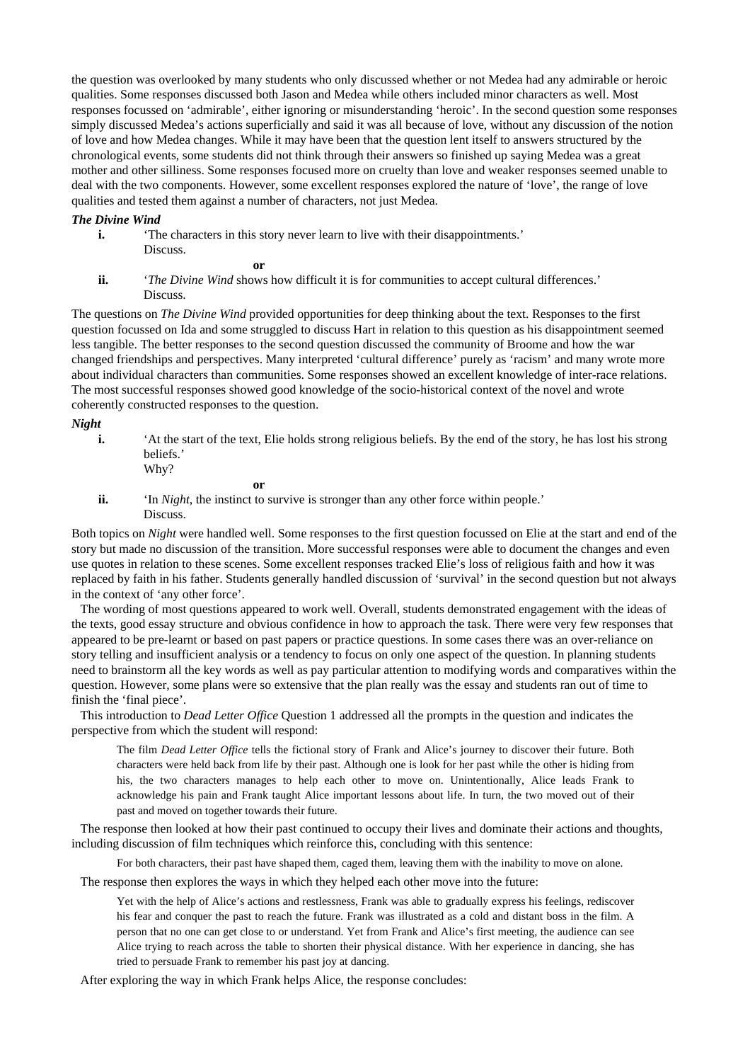the question was overlooked by many students who only discussed whether or not Medea had any admirable or heroic qualities. Some responses discussed both Jason and Medea while others included minor characters as well. Most responses focussed on 'admirable', either ignoring or misunderstanding 'heroic'. In the second question some responses simply discussed Medea's actions superficially and said it was all because of love, without any discussion of the notion of love and how Medea changes. While it may have been that the question lent itself to answers structured by the chronological events, some students did not think through their answers so finished up saying Medea was a great mother and other silliness. Some responses focused more on cruelty than love and weaker responses seemed unable to deal with the two components. However, some excellent responses explored the nature of 'love', the range of love qualities and tested them against a number of characters, not just Medea.

***The Divine Wind***

**i.** 'The characters in this story never learn to live with their disappointments.'
Discuss.

**or**

**ii.** '*The Divine Wind* shows how difficult it is for communities to accept cultural differences.'
Discuss.

The questions on *The Divine Wind* provided opportunities for deep thinking about the text. Responses to the first question focussed on Ida and some struggled to discuss Hart in relation to this question as his disappointment seemed less tangible. The better responses to the second question discussed the community of Broome and how the war changed friendships and perspectives. Many interpreted 'cultural difference' purely as 'racism' and many wrote more about individual characters than communities. Some responses showed an excellent knowledge of inter-race relations. The most successful responses showed good knowledge of the socio-historical context of the novel and wrote coherently constructed responses to the question.

***Night***

**i.** 'At the start of the text, Elie holds strong religious beliefs. By the end of the story, he has lost his strong beliefs.'
Why?

**or**

**ii.** 'In *Night*, the instinct to survive is stronger than any other force within people.'
Discuss.

Both topics on *Night* were handled well. Some responses to the first question focussed on Elie at the start and end of the story but made no discussion of the transition. More successful responses were able to document the changes and even use quotes in relation to these scenes. Some excellent responses tracked Elie's loss of religious faith and how it was replaced by faith in his father. Students generally handled discussion of 'survival' in the second question but not always in the context of 'any other force'.

The wording of most questions appeared to work well. Overall, students demonstrated engagement with the ideas of the texts, good essay structure and obvious confidence in how to approach the task. There were very few responses that appeared to be pre-learnt or based on past papers or practice questions. In some cases there was an over-reliance on story telling and insufficient analysis or a tendency to focus on only one aspect of the question. In planning students need to brainstorm all the key words as well as pay particular attention to modifying words and comparatives within the question. However, some plans were so extensive that the plan really was the essay and students ran out of time to finish the 'final piece'.

This introduction to *Dead Letter Office* Question 1 addressed all the prompts in the question and indicates the perspective from which the student will respond:

> The film *Dead Letter Office* tells the fictional story of Frank and Alice's journey to discover their future. Both characters were held back from life by their past. Although one is look for her past while the other is hiding from his, the two characters manages to help each other to move on. Unintentionally, Alice leads Frank to acknowledge his pain and Frank taught Alice important lessons about life. In turn, the two moved out of their past and moved on together towards their future.

The response then looked at how their past continued to occupy their lives and dominate their actions and thoughts, including discussion of film techniques which reinforce this, concluding with this sentence:

> For both characters, their past have shaped them, caged them, leaving them with the inability to move on alone.

The response then explores the ways in which they helped each other move into the future:

> Yet with the help of Alice's actions and restlessness, Frank was able to gradually express his feelings, rediscover his fear and conquer the past to reach the future. Frank was illustrated as a cold and distant boss in the film. A person that no one can get close to or understand. Yet from Frank and Alice's first meeting, the audience can see Alice trying to reach across the table to shorten their physical distance. With her experience in dancing, she has tried to persuade Frank to remember his past joy at dancing.

After exploring the way in which Frank helps Alice, the response concludes: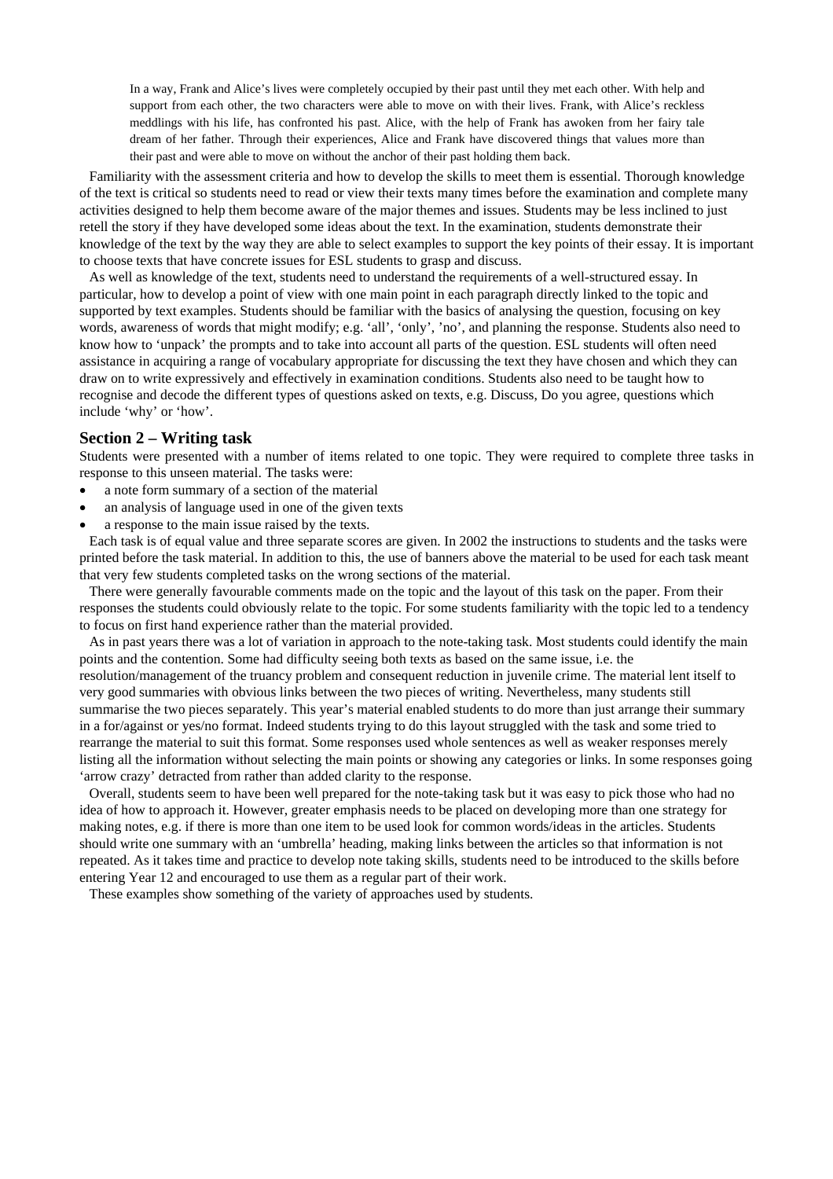> In a way, Frank and Alice's lives were completely occupied by their past until they met each other. With help and support from each other, the two characters were able to move on with their lives. Frank, with Alice's reckless meddlings with his life, has confronted his past. Alice, with the help of Frank has awoken from her fairy tale dream of her father. Through their experiences, Alice and Frank have discovered things that values more than their past and were able to move on without the anchor of their past holding them back.

Familiarity with the assessment criteria and how to develop the skills to meet them is essential. Thorough knowledge of the text is critical so students need to read or view their texts many times before the examination and complete many activities designed to help them become aware of the major themes and issues. Students may be less inclined to just retell the story if they have developed some ideas about the text. In the examination, students demonstrate their knowledge of the text by the way they are able to select examples to support the key points of their essay. It is important to choose texts that have concrete issues for ESL students to grasp and discuss.

As well as knowledge of the text, students need to understand the requirements of a well-structured essay. In particular, how to develop a point of view with one main point in each paragraph directly linked to the topic and supported by text examples. Students should be familiar with the basics of analysing the question, focusing on key words, awareness of words that might modify; e.g. 'all', 'only', 'no', and planning the response. Students also need to know how to 'unpack' the prompts and to take into account all parts of the question. ESL students will often need assistance in acquiring a range of vocabulary appropriate for discussing the text they have chosen and which they can draw on to write expressively and effectively in examination conditions. Students also need to be taught how to recognise and decode the different types of questions asked on texts, e.g. Discuss, Do you agree, questions which include 'why' or 'how'.

## Section 2 – Writing task

Students were presented with a number of items related to one topic. They were required to complete three tasks in response to this unseen material. The tasks were:

- a note form summary of a section of the material
- an analysis of language used in one of the given texts
- a response to the main issue raised by the texts.

Each task is of equal value and three separate scores are given. In 2002 the instructions to students and the tasks were printed before the task material. In addition to this, the use of banners above the material to be used for each task meant that very few students completed tasks on the wrong sections of the material.

There were generally favourable comments made on the topic and the layout of this task on the paper. From their responses the students could obviously relate to the topic. For some students familiarity with the topic led to a tendency to focus on first hand experience rather than the material provided.

As in past years there was a lot of variation in approach to the note-taking task. Most students could identify the main points and the contention. Some had difficulty seeing both texts as based on the same issue, i.e. the resolution/management of the truancy problem and consequent reduction in juvenile crime. The material lent itself to very good summaries with obvious links between the two pieces of writing. Nevertheless, many students still summarise the two pieces separately. This year's material enabled students to do more than just arrange their summary in a for/against or yes/no format. Indeed students trying to do this layout struggled with the task and some tried to rearrange the material to suit this format. Some responses used whole sentences as well as weaker responses merely listing all the information without selecting the main points or showing any categories or links. In some responses going 'arrow crazy' detracted from rather than added clarity to the response.

Overall, students seem to have been well prepared for the note-taking task but it was easy to pick those who had no idea of how to approach it. However, greater emphasis needs to be placed on developing more than one strategy for making notes, e.g. if there is more than one item to be used look for common words/ideas in the articles. Students should write one summary with an 'umbrella' heading, making links between the articles so that information is not repeated. As it takes time and practice to develop note taking skills, students need to be introduced to the skills before entering Year 12 and encouraged to use them as a regular part of their work.

These examples show something of the variety of approaches used by students.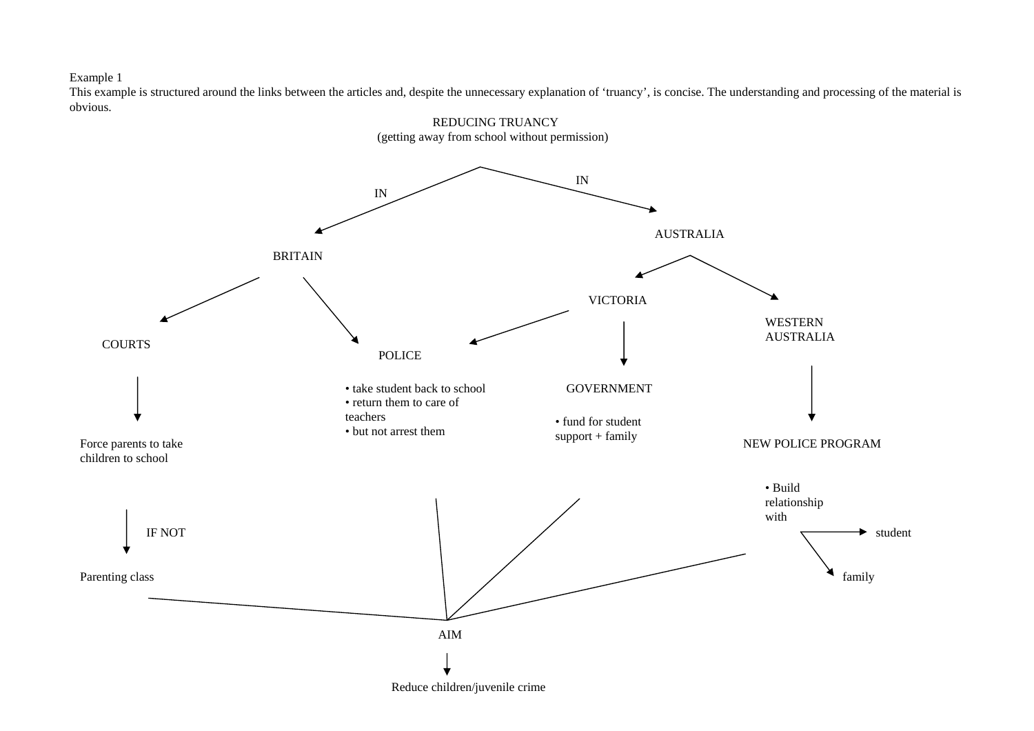Example 1

This example is structured around the links between the articles and, despite the unnecessary explanation of 'truancy', is concise. The understanding and processing of the material is obvious.

REDUCING TRUANCY
(getting away from school without permission)

IN

IN

BRITAIN

AUSTRALIA

VICTORIA

WESTERN AUSTRALIA

COURTS

POLICE

- take student back to school
- return them to care of teachers
- but not arrest them

GOVERNMENT

- fund for student support + family

NEW POLICE PROGRAM

Force parents to take children to school

- Build relationship with

student

family

IF NOT

Parenting class

AIM

Reduce children/juvenile crime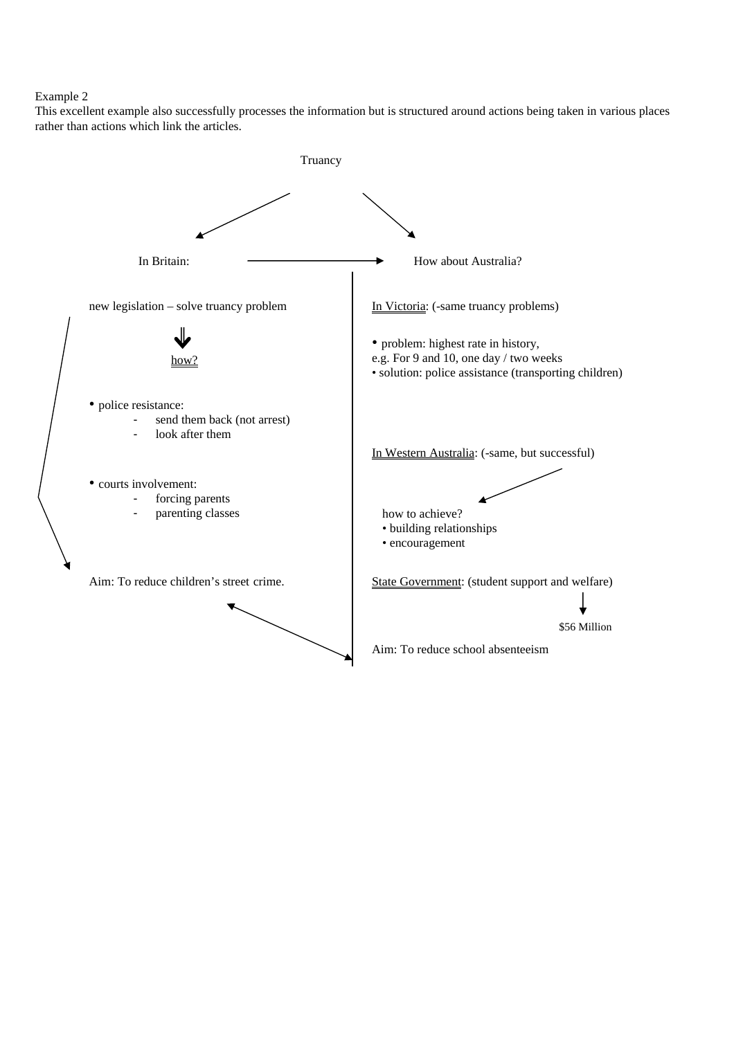Example 2

This excellent example also successfully processes the information but is structured around actions being taken in various places rather than actions which link the articles.

Truancy

In Britain: → How about Australia?

new legislation – solve truancy problem

how?

- police resistance:
  - send them back (not arrest)
  - look after them

- courts involvement:
  - forcing parents
  - parenting classes

Aim: To reduce children's street crime.

In Victoria: (-same truancy problems)

- problem: highest rate in history,
e.g. For 9 and 10, one day / two weeks
- solution: police assistance (transporting children)

In Western Australia: (-same, but successful)

how to achieve?
- building relationships
- encouragement

State Government: (student support and welfare)

$56 Million

Aim: To reduce school absenteeism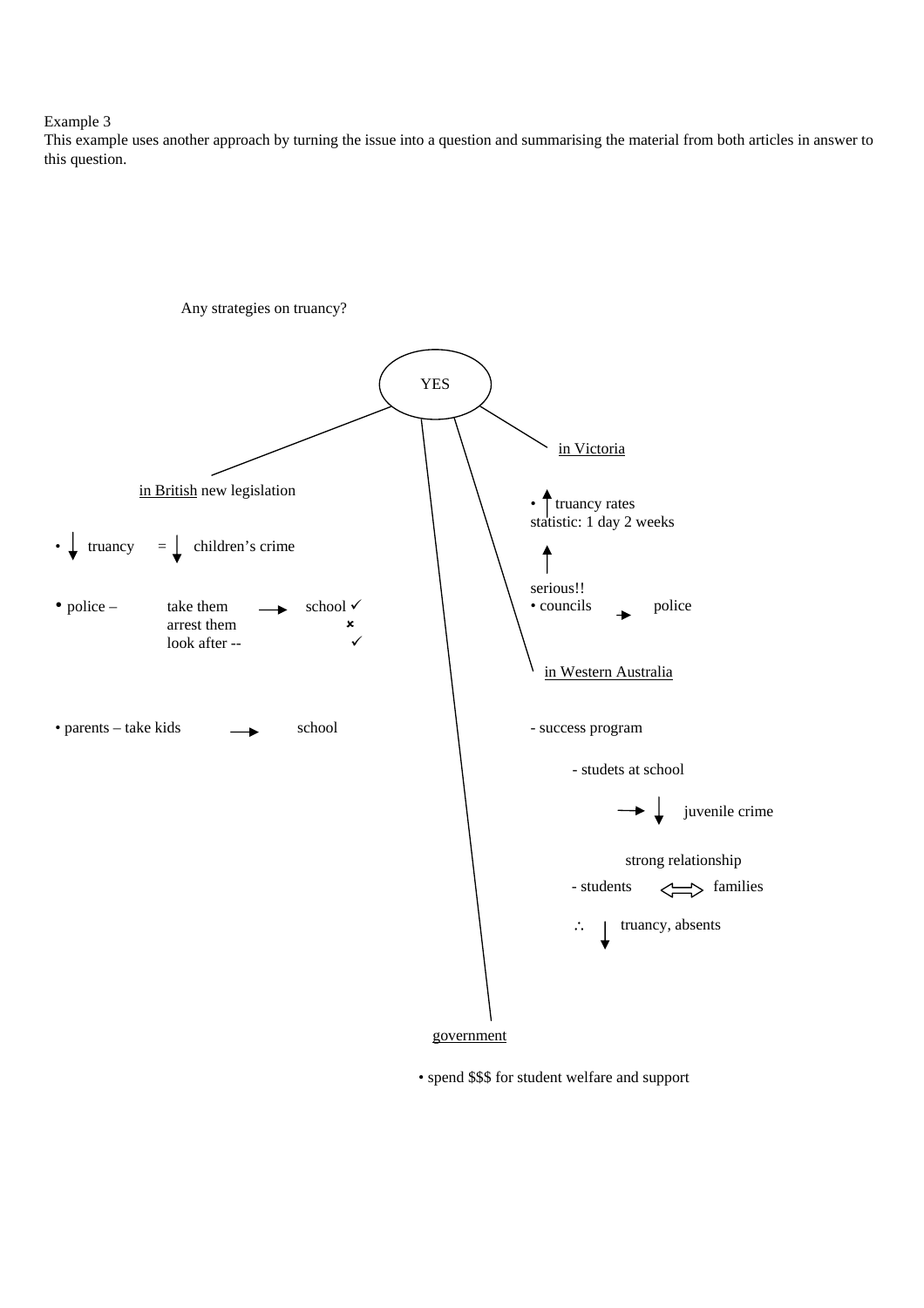Example 3

This example uses another approach by turning the issue into a question and summarising the material from both articles in answer to this question.

Any strategies on truancy?

YES

<u>in British</u> new legislation

- ↓ truancy = ↓ children's crime
- police – take them → school ✓
  arrest them ✗
  look after -- ✓
- parents – take kids → school

<u>in Victoria</u>

- ↑ truancy rates
  statistic: 1 day 2 weeks
  ↑
  serious!!
- councils → police

<u>in Western Australia</u>

- success program
  - studets at school
    → ↓ juvenile crime
  strong relationship
  - students ⇔ families
  ∴ ↓ truancy, absents

<u>government</u>

- spend $$$ for student welfare and support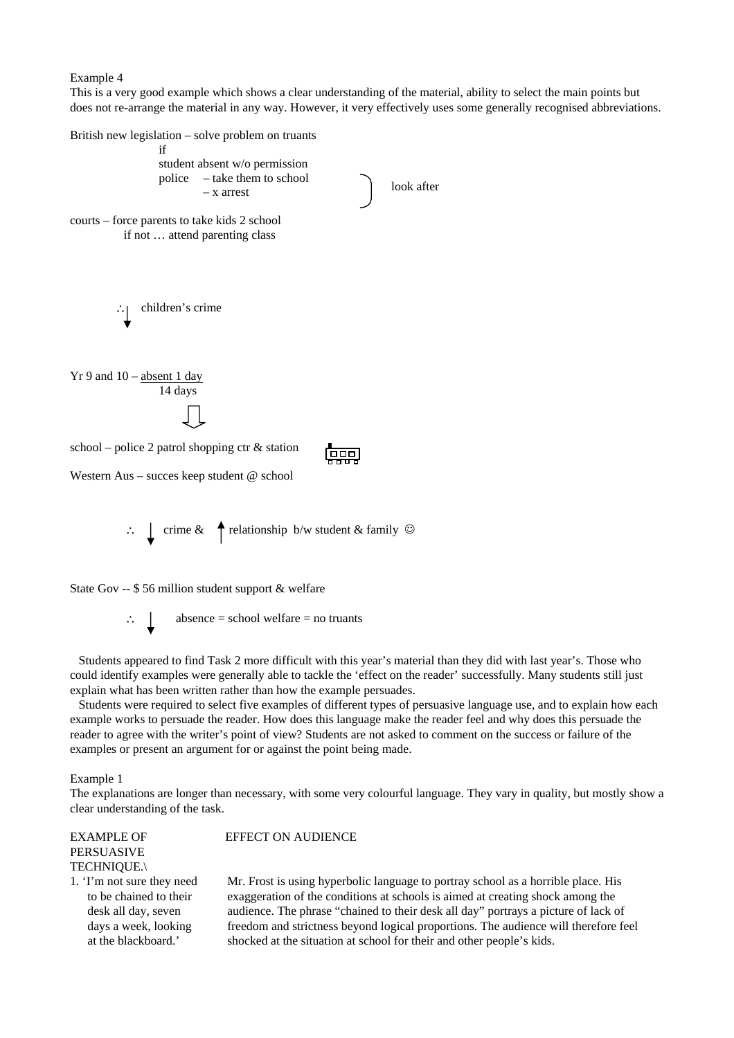Example 4

This is a very good example which shows a clear understanding of the material, ability to select the main points but does not re-arrange the material in any way. However, it very effectively uses some generally recognised abbreviations.

British new legislation – solve problem on truants
if
student absent w/o permission
police – take them to school
– x arrest

look after

courts – force parents to take kids 2 school
if not … attend parenting class

∴ ↓ children's crime

Yr 9 and 10 – <u>absent 1 day</u>
14 days

⇩

school – police 2 patrol shopping ctr & station

Western Aus – succes keep student @ school

∴ ↓ crime & ↑ relationship b/w student & family ☺

State Gov -- $ 56 million student support & welfare

∴ ↓ absence = school welfare = no truants

Students appeared to find Task 2 more difficult with this year's material than they did with last year's. Those who could identify examples were generally able to tackle the 'effect on the reader' successfully. Many students still just explain what has been written rather than how the example persuades.

Students were required to select five examples of different types of persuasive language use, and to explain how each example works to persuade the reader. How does this language make the reader feel and why does this persuade the reader to agree with the writer's point of view? Students are not asked to comment on the success or failure of the examples or present an argument for or against the point being made.

Example 1

The explanations are longer than necessary, with some very colourful language. They vary in quality, but mostly show a clear understanding of the task.

| EXAMPLE OF PERSUASIVE TECHNIQUE.\ | EFFECT ON AUDIENCE |
|---|---|
| 1. 'I'm not sure they need to be chained to their desk all day, seven days a week, looking at the blackboard.' | Mr. Frost is using hyperbolic language to portray school as a horrible place. His exaggeration of the conditions at schools is aimed at creating shock among the audience. The phrase "chained to their desk all day" portrays a picture of lack of freedom and strictness beyond logical proportions. The audience will therefore feel shocked at the situation at school for their and other people's kids. |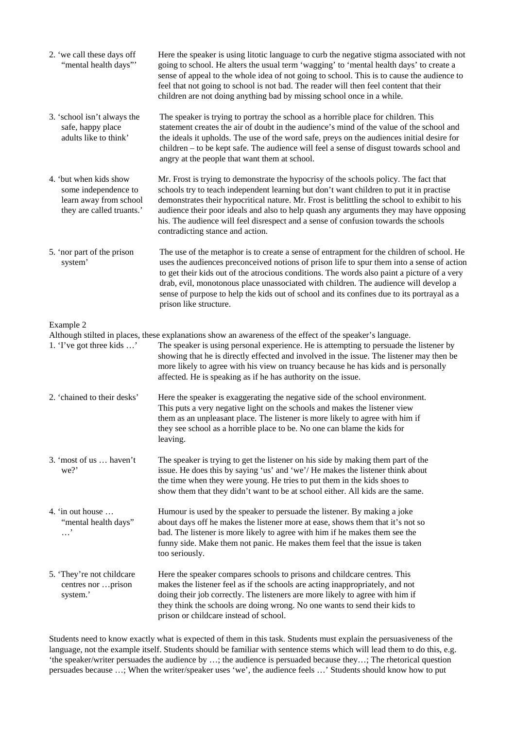| | |
|---|---|
| 2. 'we call these days off "mental health days"' | Here the speaker is using litotic language to curb the negative stigma associated with not going to school. He alters the usual term 'wagging' to 'mental health days' to create a sense of appeal to the whole idea of not going to school. This is to cause the audience to feel that not going to school is not bad. The reader will then feel content that their children are not doing anything bad by missing school once in a while. |
| 3. 'school isn't always the safe, happy place adults like to think' | The speaker is trying to portray the school as a horrible place for children. This statement creates the air of doubt in the audience's mind of the value of the school and the ideals it upholds. The use of the word safe, preys on the audiences initial desire for children – to be kept safe. The audience will feel a sense of disgust towards school and angry at the people that want them at school. |
| 4. 'but when kids show some independence to learn away from school they are called truants.' | Mr. Frost is trying to demonstrate the hypocrisy of the schools policy. The fact that schools try to teach independent learning but don't want children to put it in practise demonstrates their hypocritical nature. Mr. Frost is belittling the school to exhibit to his audience their poor ideals and also to help quash any arguments they may have opposing his. The audience will feel disrespect and a sense of confusion towards the schools contradicting stance and action. |
| 5. 'nor part of the prison system' | The use of the metaphor is to create a sense of entrapment for the children of school. He uses the audiences preconceived notions of prison life to spur them into a sense of action to get their kids out of the atrocious conditions. The words also paint a picture of a very drab, evil, monotonous place unassociated with children. The audience will develop a sense of purpose to help the kids out of school and its confines due to its portrayal as a prison like structure. |

Example 2

Although stilted in places, these explanations show an awareness of the effect of the speaker's language.

| | |
|---|---|
| 1. 'I've got three kids …' | The speaker is using personal experience. He is attempting to persuade the listener by showing that he is directly effected and involved in the issue. The listener may then be more likely to agree with his view on truancy because he has kids and is personally affected. He is speaking as if he has authority on the issue. |
| 2. 'chained to their desks' | Here the speaker is exaggerating the negative side of the school environment. This puts a very negative light on the schools and makes the listener view them as an unpleasant place. The listener is more likely to agree with him if they see school as a horrible place to be. No one can blame the kids for leaving. |
| 3. 'most of us … haven't we?' | The speaker is trying to get the listener on his side by making them part of the issue. He does this by saying 'us' and 'we'/ He makes the listener think about the time when they were young. He tries to put them in the kids shoes to show them that they didn't want to be at school either. All kids are the same. |
| 4. 'in out house … "mental health days" …' | Humour is used by the speaker to persuade the listener. By making a joke about days off he makes the listener more at ease, shows them that it's not so bad. The listener is more likely to agree with him if he makes them see the funny side. Make them not panic. He makes them feel that the issue is taken too seriously. |
| 5. 'They're not childcare centres nor …prison system.' | Here the speaker compares schools to prisons and childcare centres. This makes the listener feel as if the schools are acting inappropriately, and not doing their job correctly. The listeners are more likely to agree with him if they think the schools are doing wrong. No one wants to send their kids to prison or childcare instead of school. |

Students need to know exactly what is expected of them in this task. Students must explain the persuasiveness of the language, not the example itself. Students should be familiar with sentence stems which will lead them to do this, e.g. 'the speaker/writer persuades the audience by …; the audience is persuaded because they…; The rhetorical question persuades because …; When the writer/speaker uses 'we', the audience feels …' Students should know how to put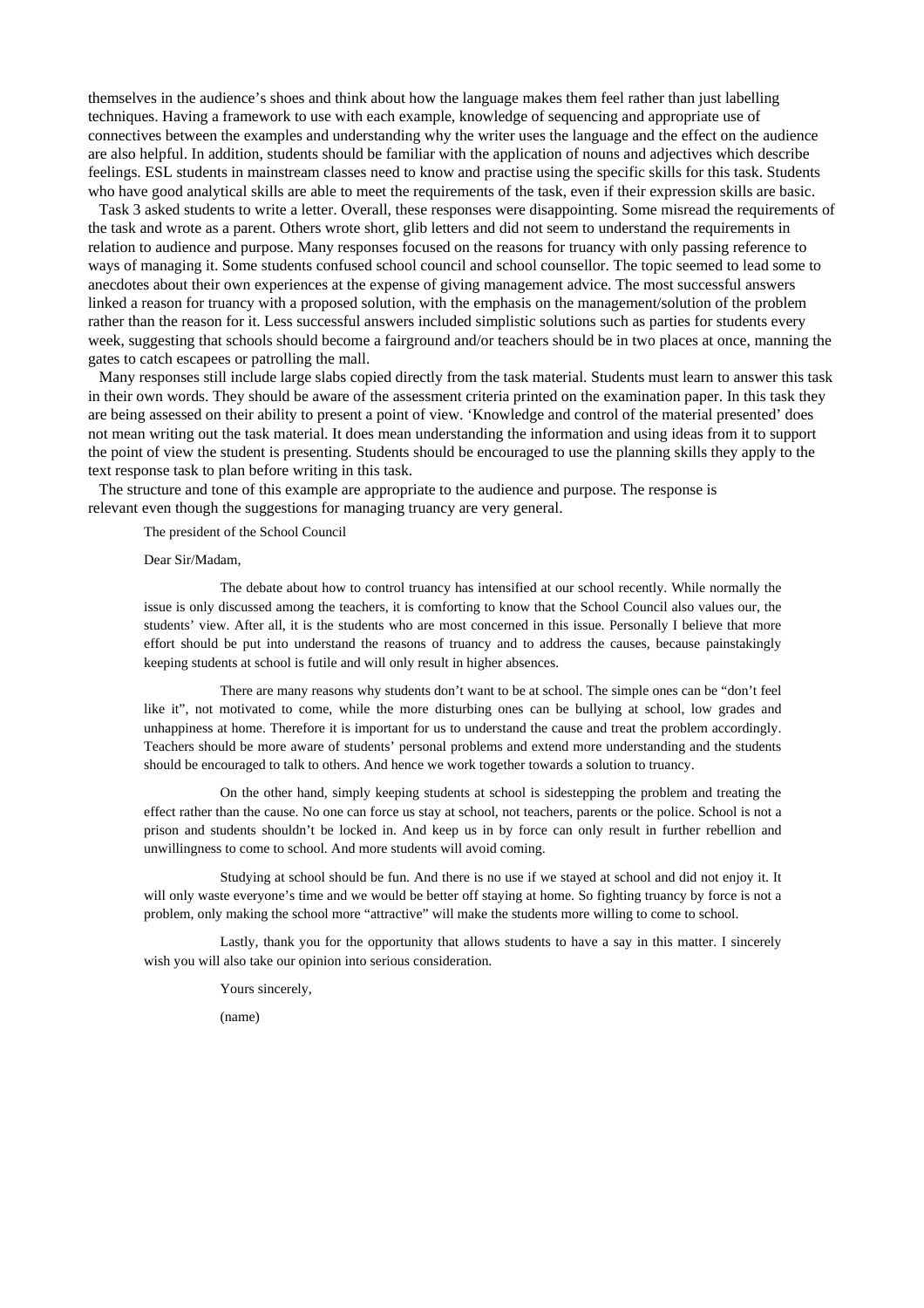themselves in the audience's shoes and think about how the language makes them feel rather than just labelling techniques. Having a framework to use with each example, knowledge of sequencing and appropriate use of connectives between the examples and understanding why the writer uses the language and the effect on the audience are also helpful. In addition, students should be familiar with the application of nouns and adjectives which describe feelings. ESL students in mainstream classes need to know and practise using the specific skills for this task. Students who have good analytical skills are able to meet the requirements of the task, even if their expression skills are basic.

Task 3 asked students to write a letter. Overall, these responses were disappointing. Some misread the requirements of the task and wrote as a parent. Others wrote short, glib letters and did not seem to understand the requirements in relation to audience and purpose. Many responses focused on the reasons for truancy with only passing reference to ways of managing it. Some students confused school council and school counsellor. The topic seemed to lead some to anecdotes about their own experiences at the expense of giving management advice. The most successful answers linked a reason for truancy with a proposed solution, with the emphasis on the management/solution of the problem rather than the reason for it. Less successful answers included simplistic solutions such as parties for students every week, suggesting that schools should become a fairground and/or teachers should be in two places at once, manning the gates to catch escapees or patrolling the mall.

Many responses still include large slabs copied directly from the task material. Students must learn to answer this task in their own words. They should be aware of the assessment criteria printed on the examination paper. In this task they are being assessed on their ability to present a point of view. 'Knowledge and control of the material presented' does not mean writing out the task material. It does mean understanding the information and using ideas from it to support the point of view the student is presenting. Students should be encouraged to use the planning skills they apply to the text response task to plan before writing in this task.

The structure and tone of this example are appropriate to the audience and purpose. The response is relevant even though the suggestions for managing truancy are very general.

> The president of the School Council
>
> Dear Sir/Madam,
>
> The debate about how to control truancy has intensified at our school recently. While normally the issue is only discussed among the teachers, it is comforting to know that the School Council also values our, the students' view. After all, it is the students who are most concerned in this issue. Personally I believe that more effort should be put into understand the reasons of truancy and to address the causes, because painstakingly keeping students at school is futile and will only result in higher absences.
>
> There are many reasons why students don't want to be at school. The simple ones can be "don't feel like it", not motivated to come, while the more disturbing ones can be bullying at school, low grades and unhappiness at home. Therefore it is important for us to understand the cause and treat the problem accordingly. Teachers should be more aware of students' personal problems and extend more understanding and the students should be encouraged to talk to others. And hence we work together towards a solution to truancy.
>
> On the other hand, simply keeping students at school is sidestepping the problem and treating the effect rather than the cause. No one can force us stay at school, not teachers, parents or the police. School is not a prison and students shouldn't be locked in. And keep us in by force can only result in further rebellion and unwillingness to come to school. And more students will avoid coming.
>
> Studying at school should be fun. And there is no use if we stayed at school and did not enjoy it. It will only waste everyone's time and we would be better off staying at home. So fighting truancy by force is not a problem, only making the school more "attractive" will make the students more willing to come to school.
>
> Lastly, thank you for the opportunity that allows students to have a say in this matter. I sincerely wish you will also take our opinion into serious consideration.
>
> Yours sincerely,
>
> (name)